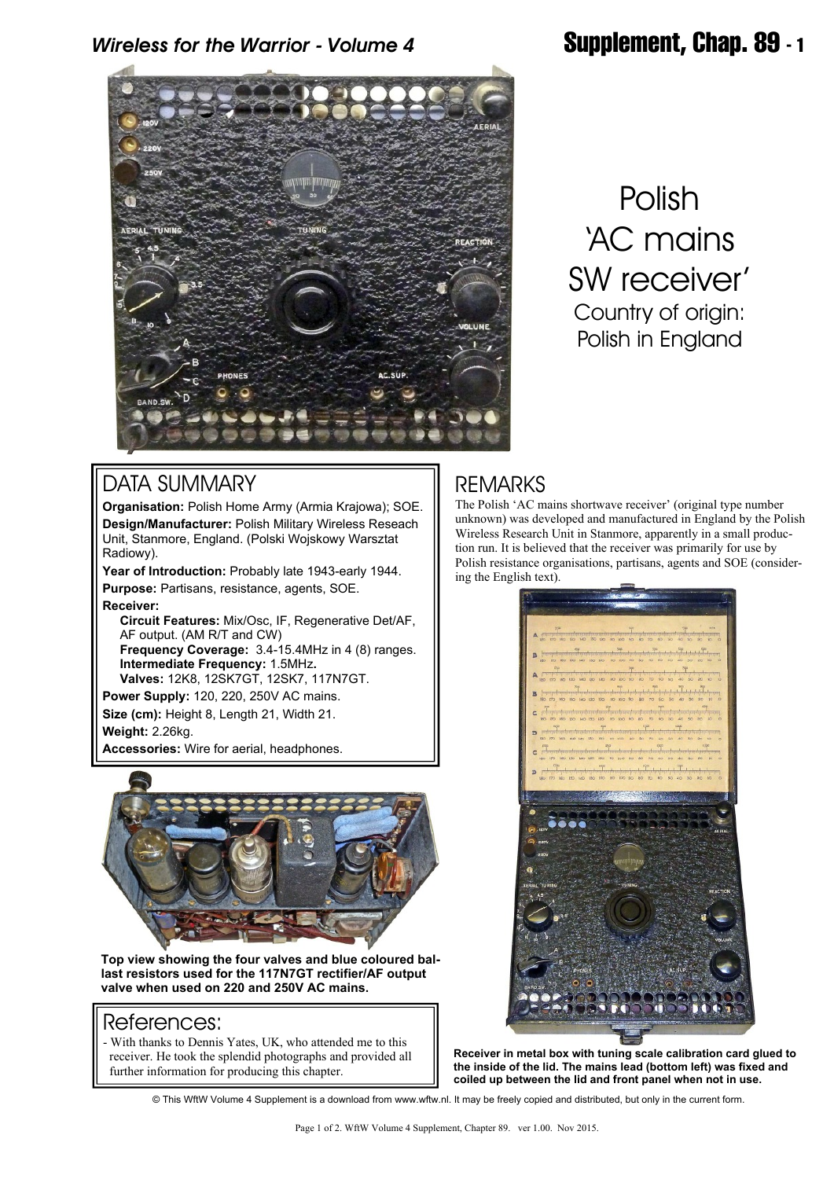# Polish 'AC mains SW receiver'

Country of origin: Polish in England

## DATA SUMMARY

**Organisation:** Polish Home Army (Armia Krajowa); SOE.

**Design/Manufacturer:** Polish Military Wireless Reseach Unit, Stanmore, England. (Polski Wojskowy Warsztat Radiowy).

**Year of Introduction:** Probably late 1943-early 1944.

**Purpose:** Partisans, resistance, agents, SOE.

**Receiver:**

**Circuit Features:** Mix/Osc, IF, Regenerative Det/AF, AF output. (AM R/T and CW)

**Frequency Coverage:** 3.4-15.4MHz in 4 (8) ranges.

**Intermediate Frequency:** 1.5MHz**.**

**Valves:** 12K8, 12SK7GT, 12SK7, 117N7GT.

**Power Supply:** 120, 220, 250V AC mains.

**Size (cm):** Height 8, Length 21, Width 21.

**Weight:** 2.26kg.

**Accessories:** Wire for aerial, headphones.

**Top view showing the four valves and blue coloured ballast resistors used for the 117N7GT rectifier/AF output valve when used on 220 and 250V AC mains.**

## References:

- With thanks to Dennis Yates, UK, who attended me to this receiver. He took the splendid photographs and provided all further information for producing this chapter.

## REMARKS

The Polish 'AC mains shortwave receiver' (original type number unknown) was developed and manufactured in England by the Polish Wireless Research Unit in Stanmore, apparently in a small production run. It is believed that the receiver was primarily for use by Polish resistance organisations, partisans, agents and SOE (considering the English text).

**Receiver in metal box with tuning scale calibration card glued to the inside of the lid. The mains lead (bottom left) was fixed and coiled up between the lid and front panel when not in use.**

© This WftW Volume 4 Supplement is a download from www.wftw.nl. It may be freely copied and distributed, but only in the current form.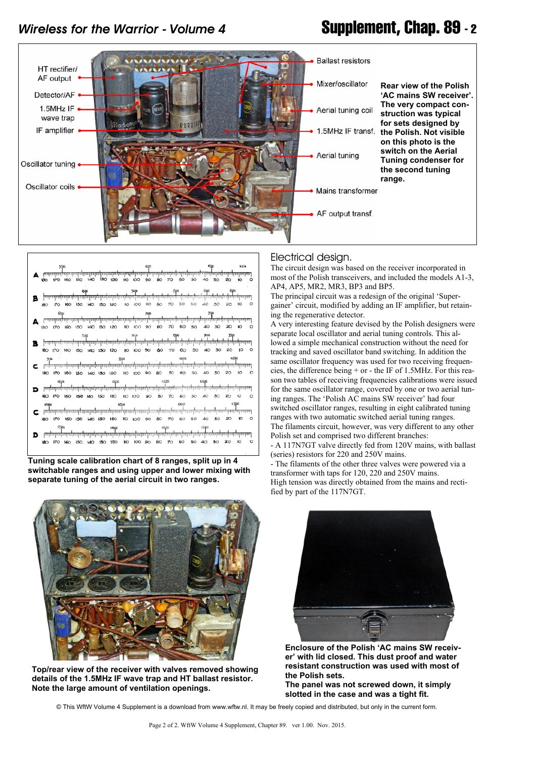Ballast resistors

Mixer/oscillator

Aerial tuning coil

1.5MHz IF transf.

Aerial tuning

Mains transformer

AF output transf.

HT rectifier/ AF output

Detector/AF

1.5MHz IF wave trap

IF amplifier

Oscillator tuning

Oscillator coils

**Rear view of the Polish 'AC mains SW receiver'. The very compact construction was typical for sets designed by the Polish. Not visible on this photo is the switch on the Aerial Tuning condenser for the second tuning range.**

**Tuning scale calibration chart of 8 ranges, split up in 4 switchable ranges and using upper and lower mixing with separate tuning of the aerial circuit in two ranges.**

## Electrical design.

The circuit design was based on the receiver incorporated in most of the Polish transceivers, and included the models A1-3, AP4, AP5, MR2, MR3, BP3 and BP5.

The principal circuit was a redesign of the original 'Supergainer' circuit, modified by adding an IF amplifier, but retaining the regenerative detector.

A very interesting feature devised by the Polish designers were separate local oscillator and aerial tuning controls. This allowed a simple mechanical construction without the need for tracking and saved oscillator band switching. In addition the same oscillator frequency was used for two receiving frequencies, the difference being + or - the IF of 1.5MHz. For this reason two tables of receiving frequencies calibrations were issued for the same oscillator range, covered by one or two aerial tuning ranges. The 'Polish AC mains SW receiver' had four switched oscillator ranges, resulting in eight calibrated tuning ranges with two automatic switched aerial tuning ranges.

The filaments circuit, however, was very different to any other Polish set and comprised two different branches:

- A 117N7GT valve directly fed from 120V mains, with ballast (series) resistors for 220 and 250V mains.
- The filaments of the other three valves were powered via a transformer with taps for 120, 220 and 250V mains.

High tension was directly obtained from the mains and rectified by part of the 117N7GT.

**Top/rear view of the receiver with valves removed showing details of the 1.5MHz IF wave trap and HT ballast resistor. Note the large amount of ventilation openings.**

**Enclosure of the Polish 'AC mains SW receiver' with lid closed. This dust proof and water resistant construction was used with most of the Polish sets.**

**The panel was not screwed down, it simply slotted in the case and was a tight fit.**

© This WftW Volume 4 Supplement is a download from www.wftw.nl. It may be freely copied and distributed, but only in the current form.